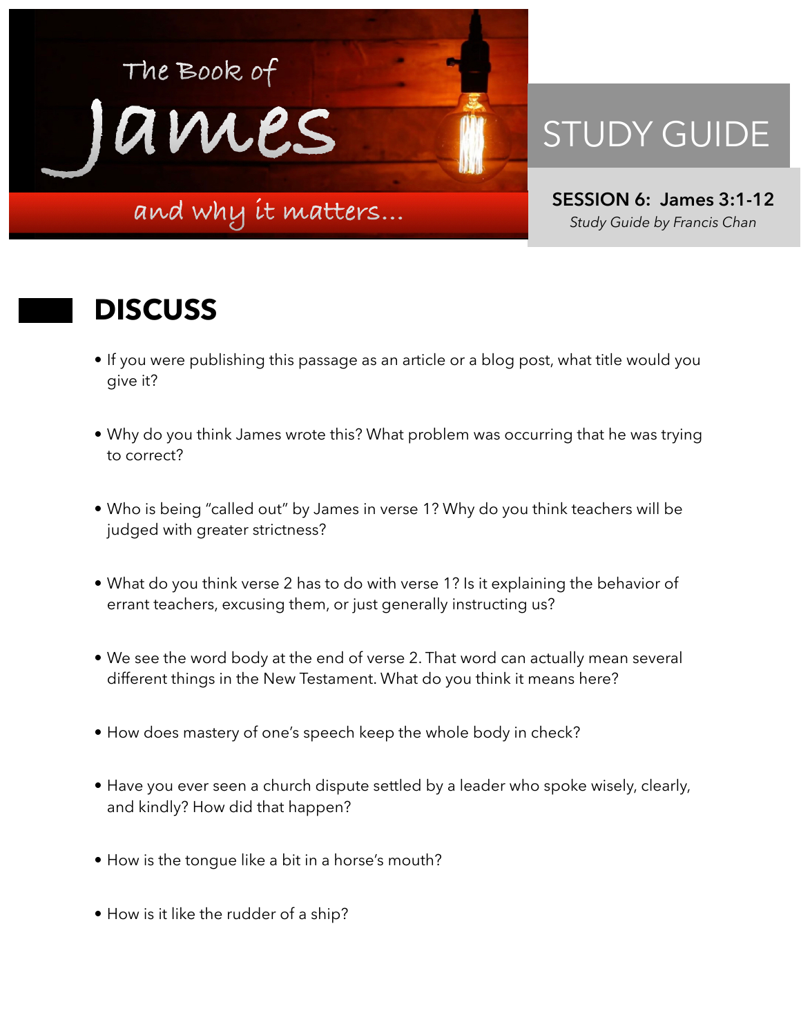# The Book of James

## and why it matters...

# STUDY GUIDE

**SESSION 6: James 3:1-12**

*Study Guide by Francis Chan*

## DISCUSS

- If you were publishing this passage as an article or a blog post, what title would you give it?
- Why do you think James wrote this? What problem was occurring that he was trying to correct?
- Who is being "called out" by James in verse 1? Why do you think teachers will be judged with greater strictness?
- What do you think verse 2 has to do with verse 1? Is it explaining the behavior of errant teachers, excusing them, or just generally instructing us?
- We see the word body at the end of verse 2. That word can actually mean several different things in the New Testament. What do you think it means here?
- How does mastery of one's speech keep the whole body in check?
- Have you ever seen a church dispute settled by a leader who spoke wisely, clearly, and kindly? How did that happen?
- How is the tongue like a bit in a horse's mouth?
- How is it like the rudder of a ship?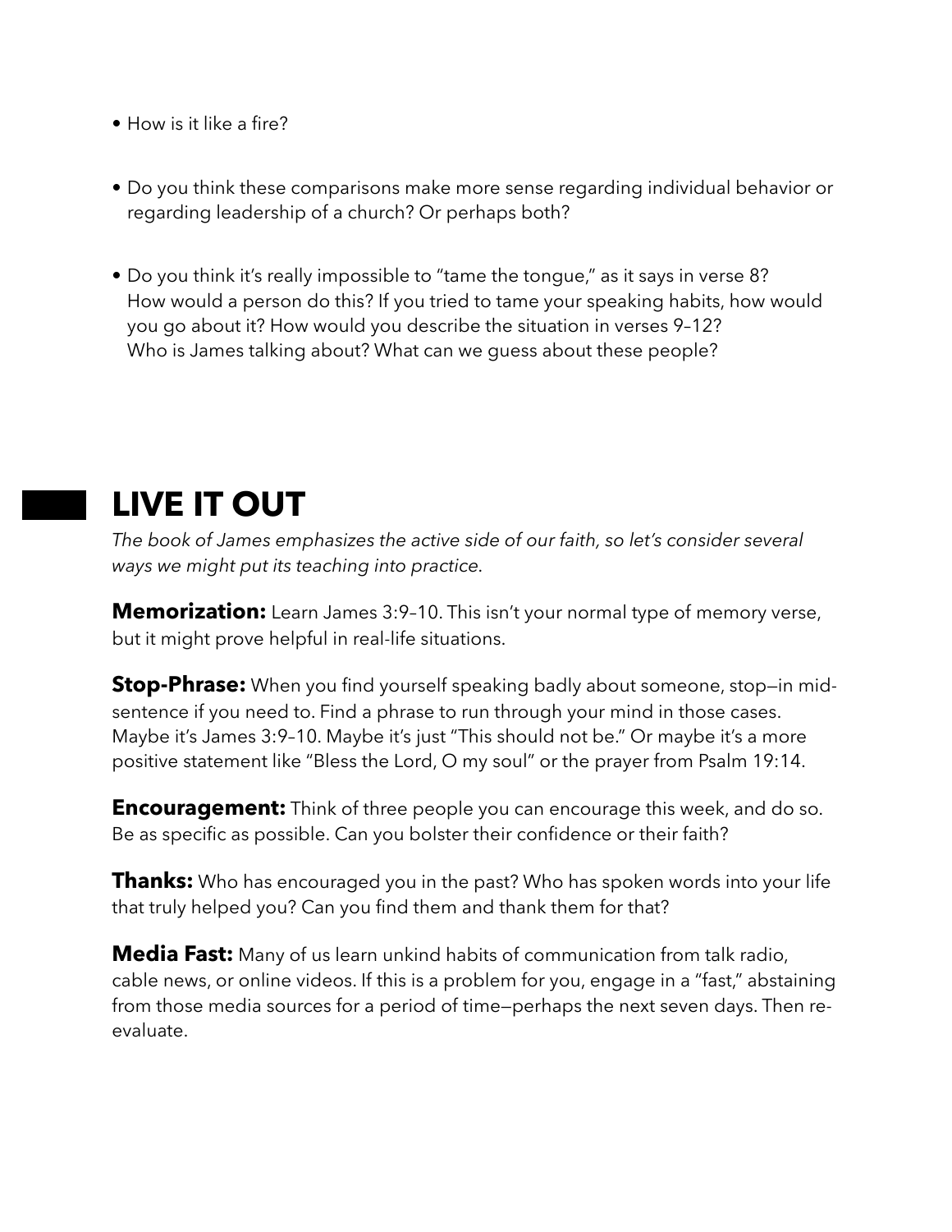- How is it like a fire?

- Do you think these comparisons make more sense regarding individual behavior or regarding leadership of a church? Or perhaps both?

- Do you think it's really impossible to "tame the tongue," as it says in verse 8? How would a person do this? If you tried to tame your speaking habits, how would you go about it? How would you describe the situation in verses 9–12? Who is James talking about? What can we guess about these people?

## LIVE IT OUT

*The book of James emphasizes the active side of our faith, so let's consider several ways we might put its teaching into practice.*

**Memorization:** Learn James 3:9–10. This isn't your normal type of memory verse, but it might prove helpful in real-life situations.

**Stop-Phrase:** When you find yourself speaking badly about someone, stop—in mid-sentence if you need to. Find a phrase to run through your mind in those cases. Maybe it's James 3:9–10. Maybe it's just "This should not be." Or maybe it's a more positive statement like "Bless the Lord, O my soul" or the prayer from Psalm 19:14.

**Encouragement:** Think of three people you can encourage this week, and do so. Be as specific as possible. Can you bolster their confidence or their faith?

**Thanks:** Who has encouraged you in the past? Who has spoken words into your life that truly helped you? Can you find them and thank them for that?

**Media Fast:** Many of us learn unkind habits of communication from talk radio, cable news, or online videos. If this is a problem for you, engage in a "fast," abstaining from those media sources for a period of time—perhaps the next seven days. Then re-evaluate.